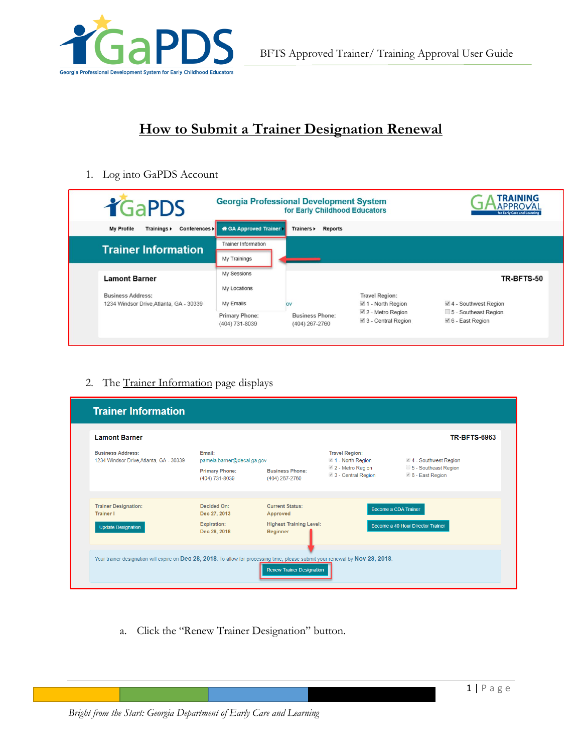# How to Submit a Trainer Designation Renewal

1. Log into GaPDS Account

2. The Trainer Information page displays

   a. Click the "Renew Trainer Designation" button.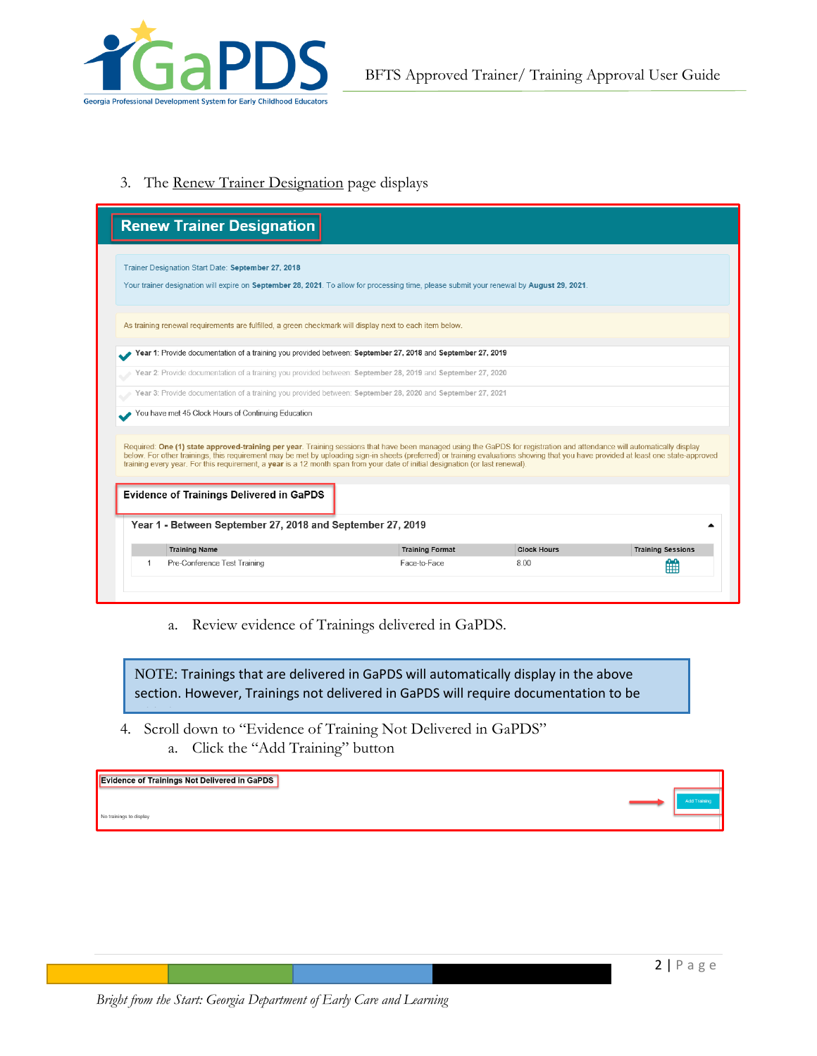3. The Renew Trainer Designation page displays

## Renew Trainer Designation

Trainer Designation Start Date: **September 27, 2018**

Your trainer designation will expire on **September 28, 2021**. To allow for processing time, please submit your renewal by **August 29, 2021**.

As training renewal requirements are fulfilled, a green checkmark will display next to each item below.

- ✔ **Year 1**: Provide documentation of a training you provided between: **September 27, 2018** and **September 27, 2019**
- **Year 2**: Provide documentation of a training you provided between: **September 28, 2019** and **September 27, 2020**
- **Year 3**: Provide documentation of a training you provided between: **September 28, 2020** and **September 27, 2021**
- ✔ You have met 45 Clock Hours of Continuing Education

Required: **One (1) state approved-training per year**. Training sessions that have been managed using the GaPDS for registration and attendance will automatically display below. For other trainings, this requirement may be met by uploading sign-in sheets (preferred) or training evaluations showing that you have provided at least one state-approved training every year. For this requirement, a **year** is a 12 month span from your date of initial designation (or last renewal).

**Evidence of Trainings Delivered in GaPDS**

**Year 1 - Between September 27, 2018 and September 27, 2019**

| | Training Name | Training Format | Clock Hours | Training Sessions |
|---|---|---|---|---|
| 1 | Pre-Conference Test Training | Face-to-Face | 8.00 | |

a. Review evidence of Trainings delivered in GaPDS.

NOTE: Trainings that are delivered in GaPDS will automatically display in the above section. However, Trainings not delivered in GaPDS will require documentation to be

4. Scroll down to "Evidence of Training Not Delivered in GaPDS"
   a. Click the "Add Training" button

**Evidence of Trainings Not Delivered in GaPDS**

Add Training

No trainings to display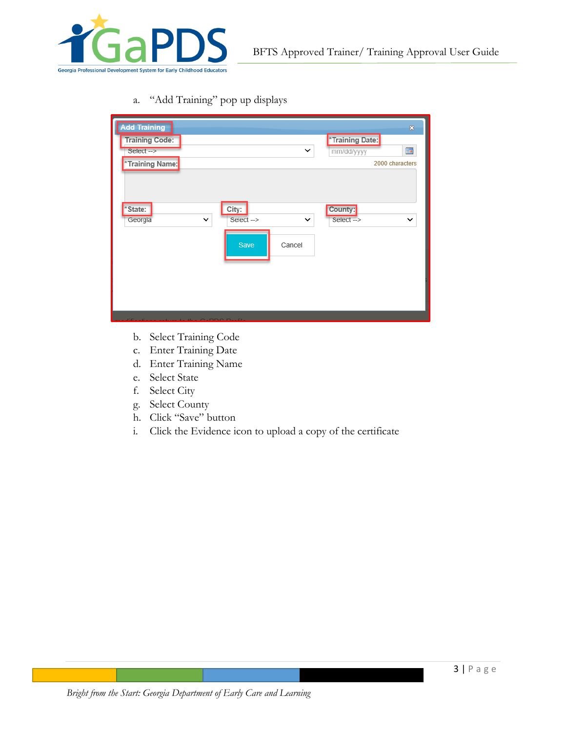a. "Add Training" pop up displays

b. Select Training Code
c. Enter Training Date
d. Enter Training Name
e. Select State
f. Select City
g. Select County
h. Click "Save" button
i. Click the Evidence icon to upload a copy of the certificate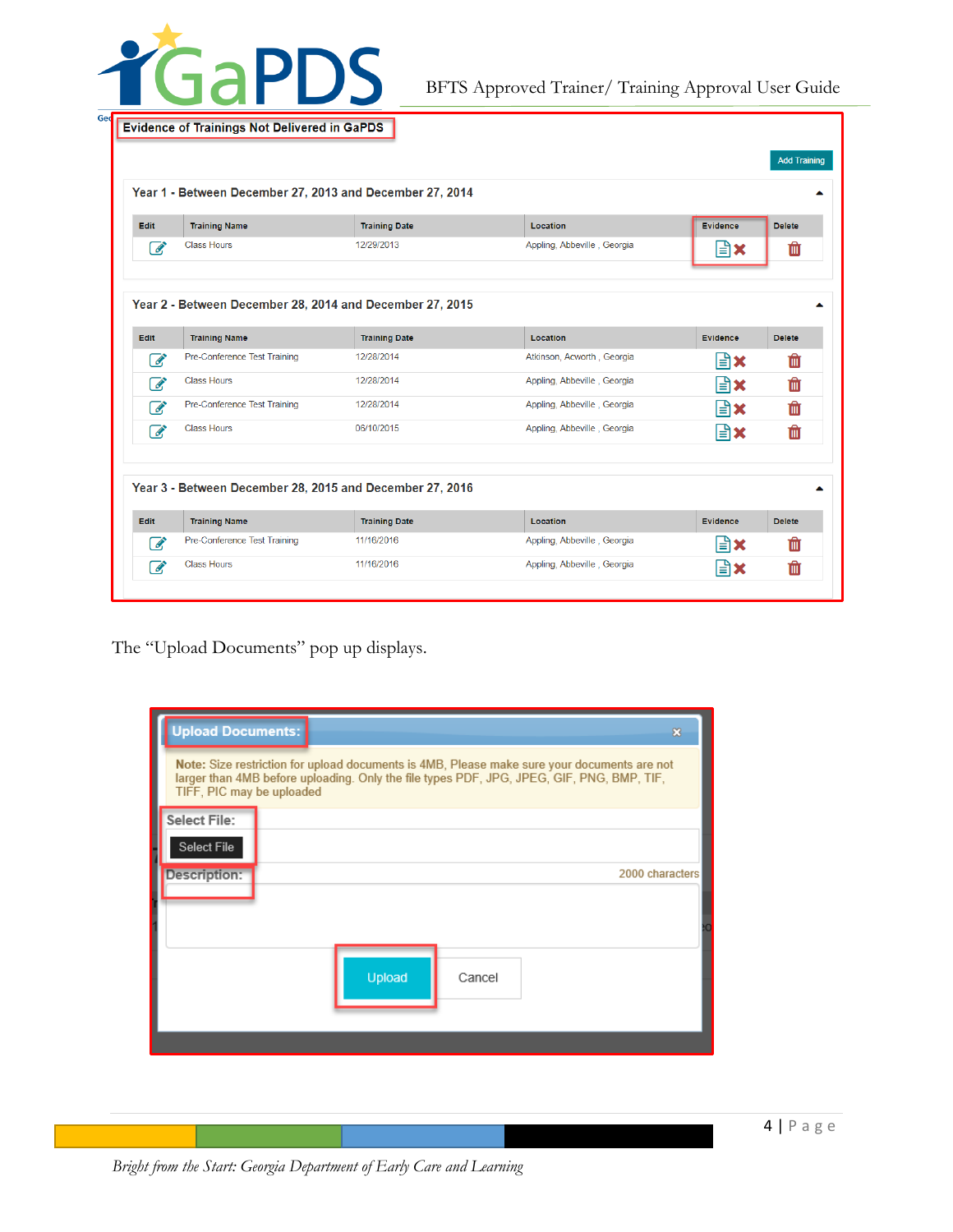## Evidence of Trainings Not Delivered in GaPDS

Add Training

### Year 1 - Between December 27, 2013 and December 27, 2014

| Edit | Training Name | Training Date | Location | Evidence | Delete |
|---|---|---|---|---|---|
| | Class Hours | 12/29/2013 | Appling, Abbeville , Georgia | | |

### Year 2 - Between December 28, 2014 and December 27, 2015

| Edit | Training Name | Training Date | Location | Evidence | Delete |
|---|---|---|---|---|---|
| | Pre-Conference Test Training | 12/28/2014 | Atkinson, Acworth , Georgia | | |
| | Class Hours | 12/28/2014 | Appling, Abbeville , Georgia | | |
| | Pre-Conference Test Training | 12/28/2014 | Appling, Abbeville , Georgia | | |
| | Class Hours | 06/10/2015 | Appling, Abbeville , Georgia | | |

### Year 3 - Between December 28, 2015 and December 27, 2016

| Edit | Training Name | Training Date | Location | Evidence | Delete |
|---|---|---|---|---|---|
| | Pre-Conference Test Training | 11/16/2016 | Appling, Abbeville , Georgia | | |
| | Class Hours | 11/16/2016 | Appling, Abbeville , Georgia | | |

The "Upload Documents" pop up displays.

**Upload Documents:**

**Note:** Size restriction for upload documents is 4MB, Please make sure your documents are not larger than 4MB before uploading. Only the file types PDF, JPG, JPEG, GIF, PNG, BMP, TIF, TIFF, PIC may be uploaded

Select File:

Select File

Description:

2000 characters

Upload | Cancel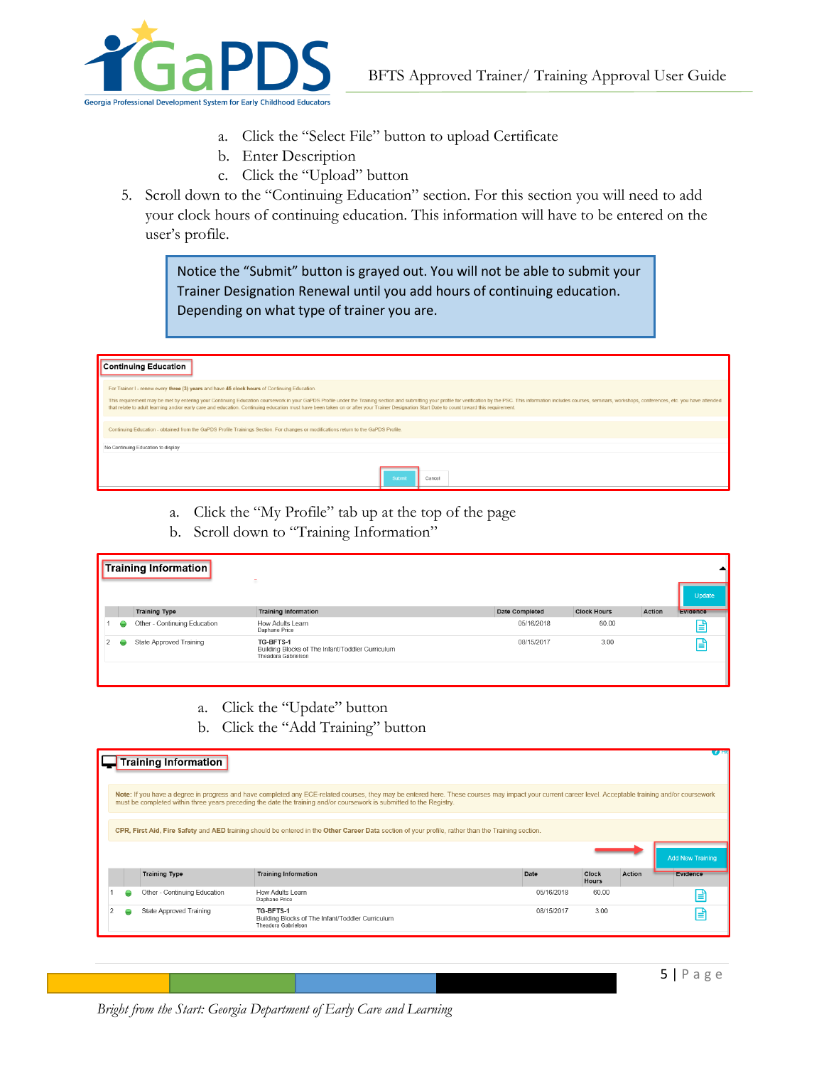a. Click the "Select File" button to upload Certificate
b. Enter Description
c. Click the "Upload" button

5. Scroll down to the "Continuing Education" section. For this section you will need to add your clock hours of continuing education. This information will have to be entered on the user's profile.

> Notice the "Submit" button is grayed out. You will not be able to submit your Trainer Designation Renewal until you add hours of continuing education. Depending on what type of trainer you are.

**Continuing Education**

For Trainer I - renew every **three (3) years** and have **45 clock hours** of Continuing Education.

This requirement may be met by entering your Continuing Education coursework in your GaPDS Profile under the Training section and submitting your profile for verification by the PSC. This information includes courses, seminars, workshops, conferences, etc. you have attended that relate to adult learning and/or early care and education. Continuing education must have been taken on or after your Trainer Designation Start Date to count toward this requirement.

Continuing Education - obtained from the GaPDS Profile Trainings Section. For changes or modifications return to the GaPDS Profile.

No Continuing Education to display

Submit | Cancel

a. Click the "My Profile" tab up at the top of the page
b. Scroll down to "Training Information"

**Training Information**

Update

| | | Training Type | Training Information | Date Completed | Clock Hours | Action | Evidence |
|---|---|---|---|---|---|---|---|
| 1 | ● | Other - Continuing Education | How Adults Learn<br>Daphane Price | 05/16/2018 | 60.00 | | 📄 |
| 2 | ● | State Approved Training | TG-BFTS-1<br>Building Blocks of The Infant/Toddler Curriculum<br>Theadora Gabrielson | 08/15/2017 | 3.00 | | 📄 |

a. Click the "Update" button
b. Click the "Add Training" button

**Training Information**

**Note:** If you have a degree in progress and have completed any ECE-related courses, they may be entered here. These courses may impact your current career level. Acceptable training and/or coursework must be completed within three years preceding the date the training and/or coursework is submitted to the Registry.

**CPR, First Aid, Fire Safety** and **AED** training should be entered in the **Other Career Data** section of your profile, rather than the Training section.

Add New Training

| | | Training Type | Training Information | Date | Clock Hours | Action | Evidence |
|---|---|---|---|---|---|---|---|
| 1 | ● | Other - Continuing Education | How Adults Learn<br>Daphane Price | 05/16/2018 | 60.00 | | 📄 |
| 2 | ● | State Approved Training | TG-BFTS-1<br>Building Blocks of The Infant/Toddler Curriculum<br>Theadora Gabrielson | 08/15/2017 | 3.00 | | 📄 |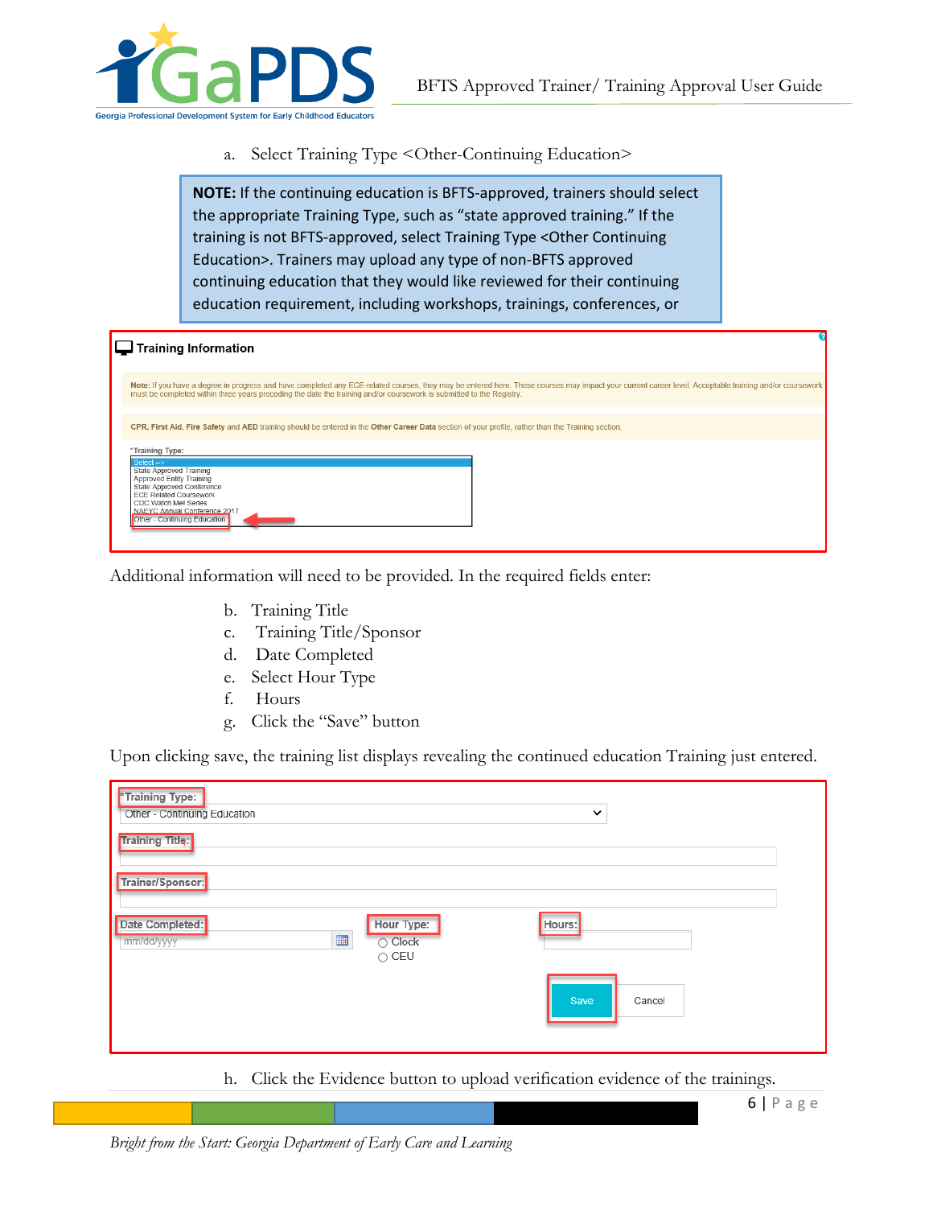a. Select Training Type <Other-Continuing Education>

> **NOTE:** If the continuing education is BFTS-approved, trainers should select the appropriate Training Type, such as "state approved training." If the training is not BFTS-approved, select Training Type <Other Continuing Education>. Trainers may upload any type of non-BFTS approved continuing education that they would like reviewed for their continuing education requirement, including workshops, trainings, conferences, or

**Training Information**

**Note:** If you have a degree in progress and have completed any ECE-related courses, they may be entered here. These courses may impact your current career level. Acceptable training and/or coursework must be completed within three years preceding the date the training and/or coursework is submitted to the Registry.

**CPR, First Aid, Fire Safety** and **AED** training should be entered in the **Other Career Data** section of your profile, rather than the Training section.

*Training Type:

- Select -->
- State Approved Training
- Approved Entity Training
- State Approved Conference
- ECE Related Coursework
- CDC Watch Me! Series
- NAEYC Annual Conference 2017
- Other - Continuing Education

Additional information will need to be provided. In the required fields enter:

b. Training Title
c. Training Title/Sponsor
d. Date Completed
e. Select Hour Type
f. Hours
g. Click the "Save" button

Upon clicking save, the training list displays revealing the continued education Training just entered.

*Training Type: Other - Continuing Education

Training Title:

Trainer/Sponsor:

Date Completed: mm/dd/yyyy

Hour Type: ○ Clock ○ CEU

Hours:

Save | Cancel

h. Click the Evidence button to upload verification evidence of the trainings.

*Bright from the Start: Georgia Department of Early Care and Learning*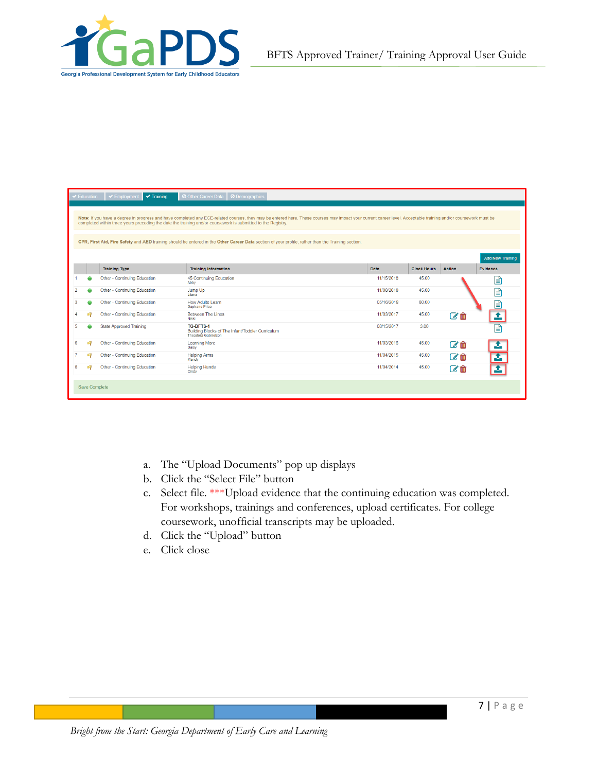✔ Education ✔ Employment ✔ Training ⊘ Other Career Data ⊘ Demographics

**Note:** If you have a degree in progress and have completed any ECE-related courses, they may be entered here. These courses may impact your current career level. Acceptable training and/or coursework must be completed within three years preceding the date the training and/or coursework is submitted to the Registry.

**CPR, First Aid, Fire Safety** and **AED** training should be entered in the **Other Career Data** section of your profile, rather than the Training section.

Add New Training

| | | Training Type | Training Information | Date | Clock Hours | Action | Evidence |
|---|---|---|---|---|---|---|---|
| 1 | | Other - Continuing Education | 45 Continuing Education<br>Abby | 11/15/2018 | 45.00 | | |
| 2 | | Other - Continuing Education | Jump Up<br>Liana | 11/08/2018 | 45.00 | | |
| 3 | | Other - Continuing Education | How Adults Learn<br>Daphane Price | 05/16/2018 | 60.00 | | |
| 4 | | Other - Continuing Education | Between The Lines<br>Nikki | 11/03/2017 | 45.00 | | |
| 5 | | State Approved Training | TG-BFTS-1<br>Building Blocks of The Infant/Toddler Curriculum<br>Theodora Gabrielson | 08/15/2017 | 3.00 | | |
| 6 | | Other - Continuing Education | Learning More<br>Daisy | 11/03/2016 | 45.00 | | |
| 7 | | Other - Continuing Education | Helping Arms<br>Mandy | 11/04/2015 | 45.00 | | |
| 8 | | Other - Continuing Education | Helping Hands<br>Cindy | 11/04/2014 | 45.00 | | |

Save Complete

a. The "Upload Documents" pop up displays
b. Click the "Select File" button
c. Select file. ***Upload evidence that the continuing education was completed. For workshops, trainings and conferences, upload certificates. For college coursework, unofficial transcripts may be uploaded.
d. Click the "Upload" button
e. Click close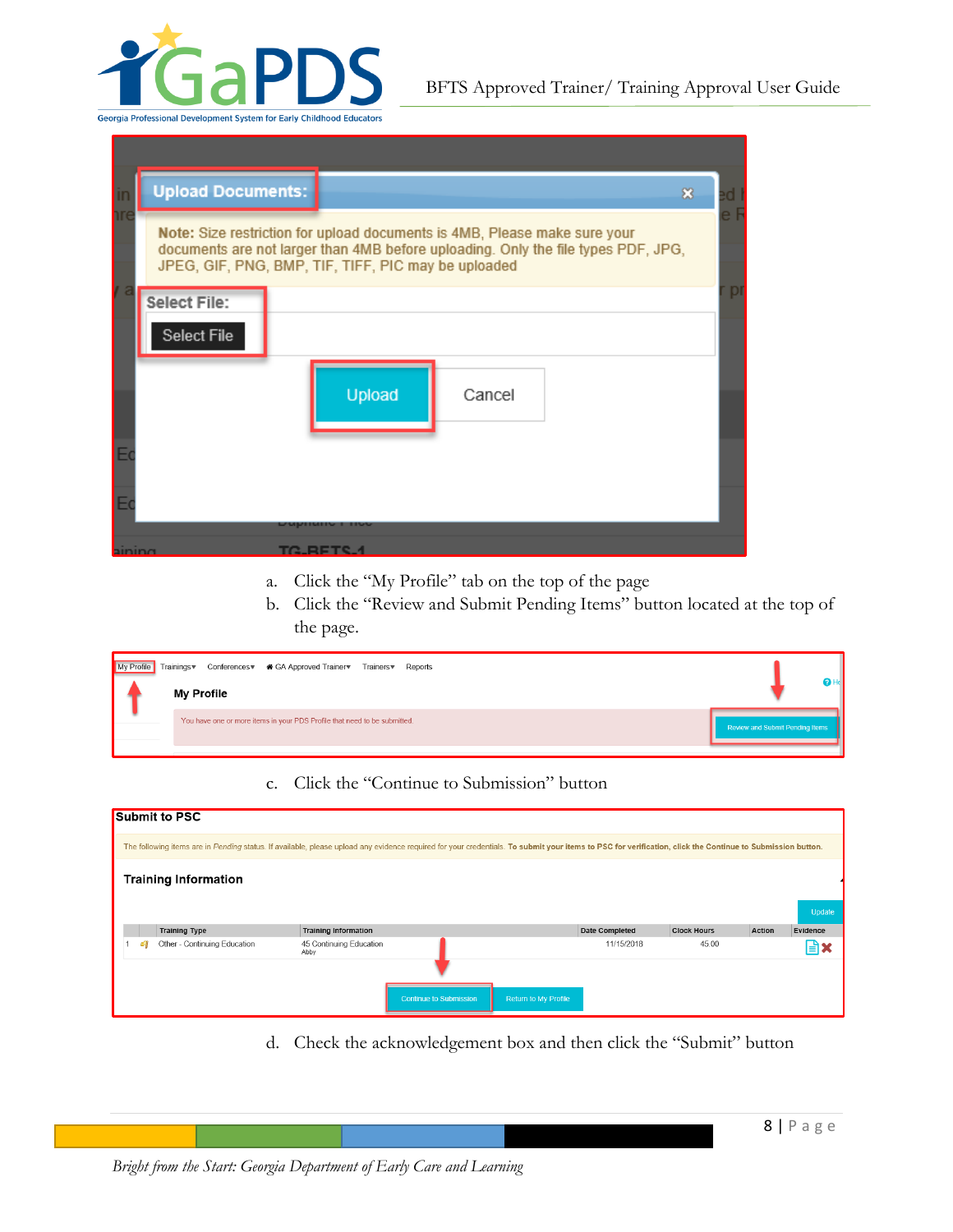a. Click the "My Profile" tab on the top of the page
b. Click the "Review and Submit Pending Items" button located at the top of the page.

c. Click the "Continue to Submission" button

d. Check the acknowledgement box and then click the "Submit" button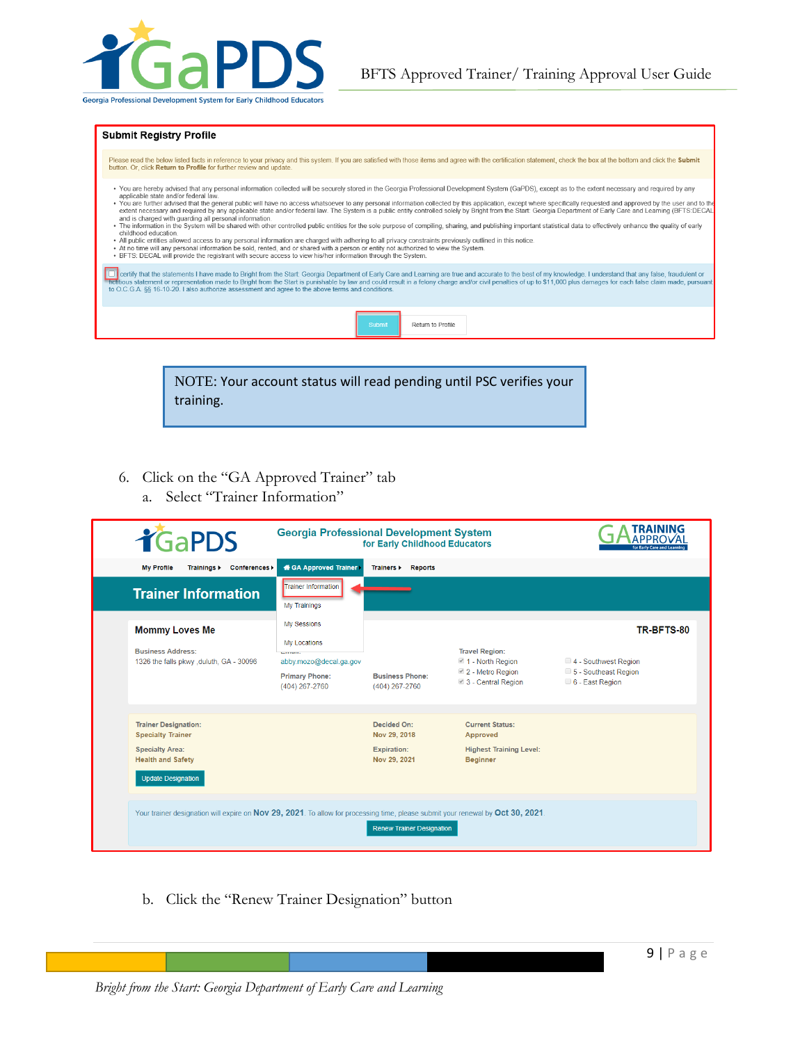**Submit Registry Profile**

Please read the below listed facts in reference to your privacy and this system. If you are satisfied with those items and agree with the certification statement, check the box at the bottom and click the **Submit** button. Or, click **Return to Profile** for further review and update.

- You are hereby advised that any personal information collected will be securely stored in the Georgia Professional Development System (GaPDS), except as to the extent necessary and required by any applicable state and/or federal law.
- You are further advised that the general public will have no access whatsoever to any personal information collected by this application, except where specifically requested and approved by the user and to the extent necessary and required by any applicable state and/or federal law. The System is a public entity controlled solely by Bright from the Start: Georgia Department of Early Care and Learning (BFTS:DECAL) and is charged with guarding all personal information.
- The information in the System will be shared with other controlled public entities for the sole purpose of compiling, sharing, and publishing important statistical data to effectively enhance the quality of early childhood education.
- All public entities allowed access to any personal information are charged with adhering to all privacy constraints previously outlined in this notice.
- At no time will any personal information be sold, rented, and or shared with a person or entity not authorized to view the System.
- BFTS: DECAL will provide the registrant with secure access to view his/her information through the System.

☐ I certify that the statements I have made to Bright from the Start: Georgia Department of Early Care and Learning are true and accurate to the best of my knowledge. I understand that any false, fraudulent or fictitious statement or representation made to Bright from the Start is punishable by law and could result in a felony charge and/or civil penalties of up to $11,000 plus damages for each false claim made, pursuant to O.C.G.A. §§ 16-10-20. I also authorize assessment and agree to the above terms and conditions.

Submit | Return to Profile

> NOTE: Your account status will read pending until PSC verifies your training.

6. Click on the "GA Approved Trainer" tab
   a. Select "Trainer Information"

**Georgia Professional Development System for Early Childhood Educators**

My Profile | Trainings | Conferences | GA Approved Trainer | Trainers | Reports

GA Approved Trainer menu: Trainer Information | My Trainings | My Sessions | My Locations

**Trainer Information**

**Mommy Loves Me** — **TR-BFTS-80**

Business Address: 1326 the falls pkwy ,duluth, GA - 30096

Email: abby.mozo@decal.ga.gov

Primary Phone: (404) 267-2760

Business Phone: (404) 267-2760

Travel Region:
- ☑ 1 - North Region
- ☑ 2 - Metro Region
- ☑ 3 - Central Region
- ☐ 4 - Southwest Region
- ☐ 5 - Southeast Region
- ☐ 6 - East Region

Trainer Designation: Specialty Trainer

Decided On: Nov 29, 2018

Current Status: Approved

Specialty Area: Health and Safety

Expiration: Nov 29, 2021

Highest Training Level: Beginner

Update Designation

Your trainer designation will expire on **Nov 29, 2021**. To allow for processing time, please submit your renewal by **Oct 30, 2021**.

Renew Trainer Designation

   b. Click the "Renew Trainer Designation" button

*Bright from the Start: Georgia Department of Early Care and Learning*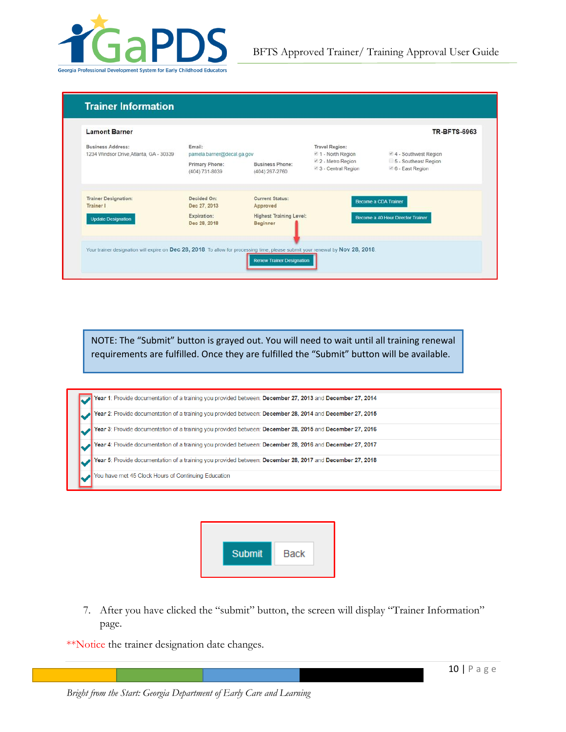**Trainer Information**

**Lamont Barner** — **TR-BFTS-6963**

Business Address: 1234 Windsor Drive, Atlanta, GA - 30339

Email: pamela.barner@decal.ga.gov

Primary Phone: (404) 731-8039

Business Phone: (404) 287-2760

Travel Region:
- ☑ 1 - North Region
- ☑ 2 - Metro Region
- ☑ 3 - Central Region
- ☑ 4 - Southwest Region
- ☐ 5 - Southeast Region
- ☑ 6 - East Region

Trainer Designation: Trainer I

Update Designation

Decided On: Dec 27, 2013

Expiration: Dec 28, 2018

Current Status: Approved

Highest Training Level: Beginner

Become a CDA Trainer

Become a 40 Hour Director Trainer

Your trainer designation will expire on **Dec 28, 2018**. To allow for processing time, please submit your renewal by **Nov 28, 2018**.

Renew Trainer Designation

NOTE: The "Submit" button is grayed out. You will need to wait until all training renewal requirements are fulfilled. Once they are fulfilled the "Submit" button will be available.

- ✔ **Year 1**: Provide documentation of a training you provided between: **December 27, 2013** and **December 27, 2014**
- ✔ **Year 2**: Provide documentation of a training you provided between: **December 28, 2014** and **December 27, 2015**
- ✔ **Year 3**: Provide documentation of a training you provided between: **December 28, 2015** and **December 27, 2016**
- ✔ **Year 4**: Provide documentation of a training you provided between: **December 28, 2016** and **December 27, 2017**
- ✔ **Year 5**: Provide documentation of a training you provided between: **December 28, 2017** and **December 27, 2018**
- ✔ You have met 45 Clock Hours of Continuing Education

Submit | Back

7. After you have clicked the "submit" button, the screen will display "Trainer Information" page.

**Notice the trainer designation date changes.

*Bright from the Start: Georgia Department of Early Care and Learning*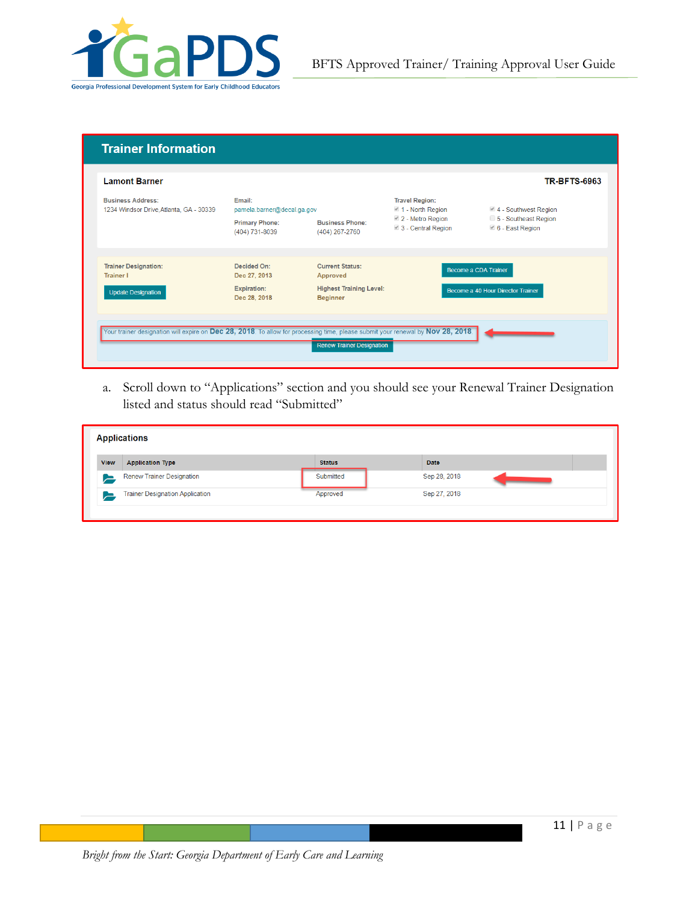## Trainer Information

**Lamont Barner** **TR-BFTS-6963**

Business Address:
1234 Windsor Drive,Atlanta, GA - 30339

Email:
pamela.barner@decal.ga.gov

Primary Phone:
(404) 731-8039

Business Phone:
(404) 267-2760

Travel Region:
- ☑ 1 - North Region
- ☑ 2 - Metro Region
- ☑ 3 - Central Region
- ☑ 4 - Southwest Region
- ☐ 5 - Southeast Region
- ☑ 6 - East Region

Trainer Designation:
Trainer I

Update Designation

Decided On:
Dec 27, 2013

Expiration:
Dec 28, 2018

Current Status:
Approved

Highest Training Level:
Beginner

Become a CDA Trainer

Become a 40 Hour Director Trainer

Your trainer designation will expire on **Dec 28, 2018** To allow for processing time, please submit your renewal by **Nov 28, 2018**

Renew Trainer Designation

a. Scroll down to "Applications" section and you should see your Renewal Trainer Designation listed and status should read "Submitted"

### Applications

| View | Application Type | Status | Date |
|---|---|---|---|
| | Renew Trainer Designation | Submitted | Sep 28, 2018 |
| | Trainer Designation Application | Approved | Sep 27, 2018 |

*Bright from the Start: Georgia Department of Early Care and Learning*